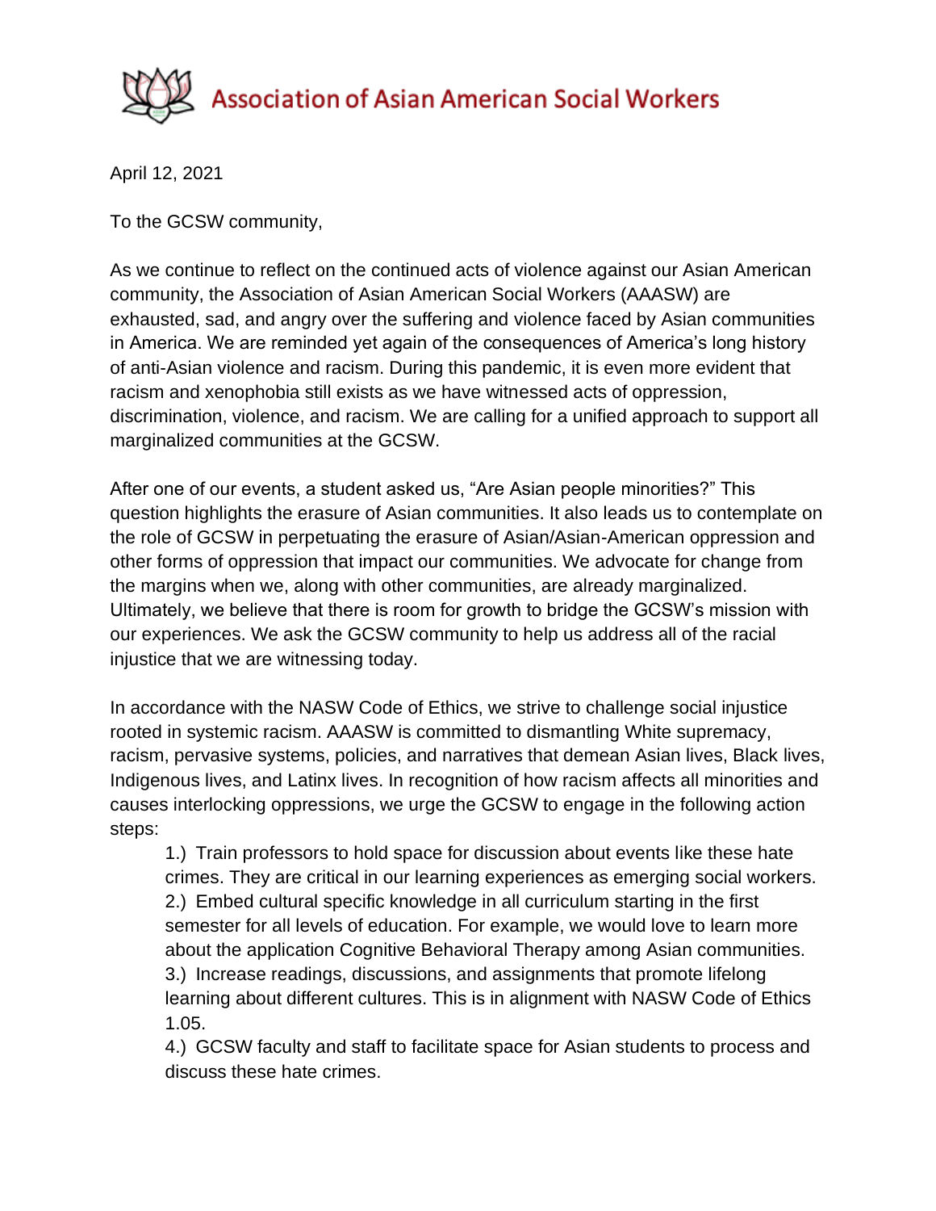# Association of Asian American Social Workers

April 12, 2021

To the GCSW community,

As we continue to reflect on the continued acts of violence against our Asian American community, the Association of Asian American Social Workers (AAASW) are exhausted, sad, and angry over the suffering and violence faced by Asian communities in America. We are reminded yet again of the consequences of America's long history of anti-Asian violence and racism. During this pandemic, it is even more evident that racism and xenophobia still exists as we have witnessed acts of oppression, discrimination, violence, and racism. We are calling for a unified approach to support all marginalized communities at the GCSW.

After one of our events, a student asked us, "Are Asian people minorities?" This question highlights the erasure of Asian communities. It also leads us to contemplate on the role of GCSW in perpetuating the erasure of Asian/Asian-American oppression and other forms of oppression that impact our communities. We advocate for change from the margins when we, along with other communities, are already marginalized. Ultimately, we believe that there is room for growth to bridge the GCSW's mission with our experiences. We ask the GCSW community to help us address all of the racial injustice that we are witnessing today.

In accordance with the NASW Code of Ethics, we strive to challenge social injustice rooted in systemic racism. AAASW is committed to dismantling White supremacy, racism, pervasive systems, policies, and narratives that demean Asian lives, Black lives, Indigenous lives, and Latinx lives. In recognition of how racism affects all minorities and causes interlocking oppressions, we urge the GCSW to engage in the following action steps:

1.) Train professors to hold space for discussion about events like these hate crimes. They are critical in our learning experiences as emerging social workers.
2.) Embed cultural specific knowledge in all curriculum starting in the first semester for all levels of education. For example, we would love to learn more about the application Cognitive Behavioral Therapy among Asian communities.
3.) Increase readings, discussions, and assignments that promote lifelong learning about different cultures. This is in alignment with NASW Code of Ethics 1.05.
4.) GCSW faculty and staff to facilitate space for Asian students to process and discuss these hate crimes.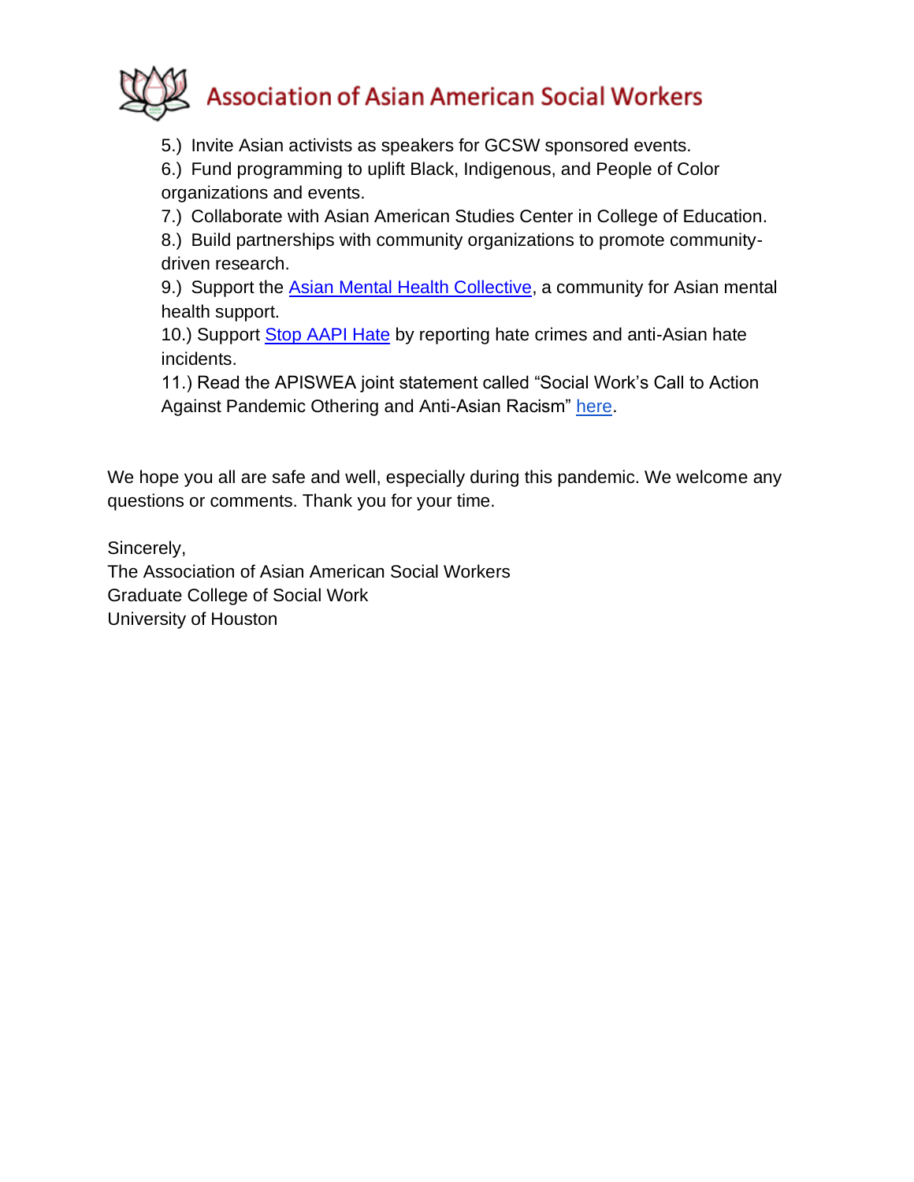5.) Invite Asian activists as speakers for GCSW sponsored events.

6.) Fund programming to uplift Black, Indigenous, and People of Color organizations and events.

7.) Collaborate with Asian American Studies Center in College of Education.

8.) Build partnerships with community organizations to promote community-driven research.

9.) Support the Asian Mental Health Collective, a community for Asian mental health support.

10.) Support Stop AAPI Hate by reporting hate crimes and anti-Asian hate incidents.

11.) Read the APISWEA joint statement called "Social Work's Call to Action Against Pandemic Othering and Anti-Asian Racism" here.

We hope you all are safe and well, especially during this pandemic. We welcome any questions or comments. Thank you for your time.

Sincerely,
The Association of Asian American Social Workers
Graduate College of Social Work
University of Houston